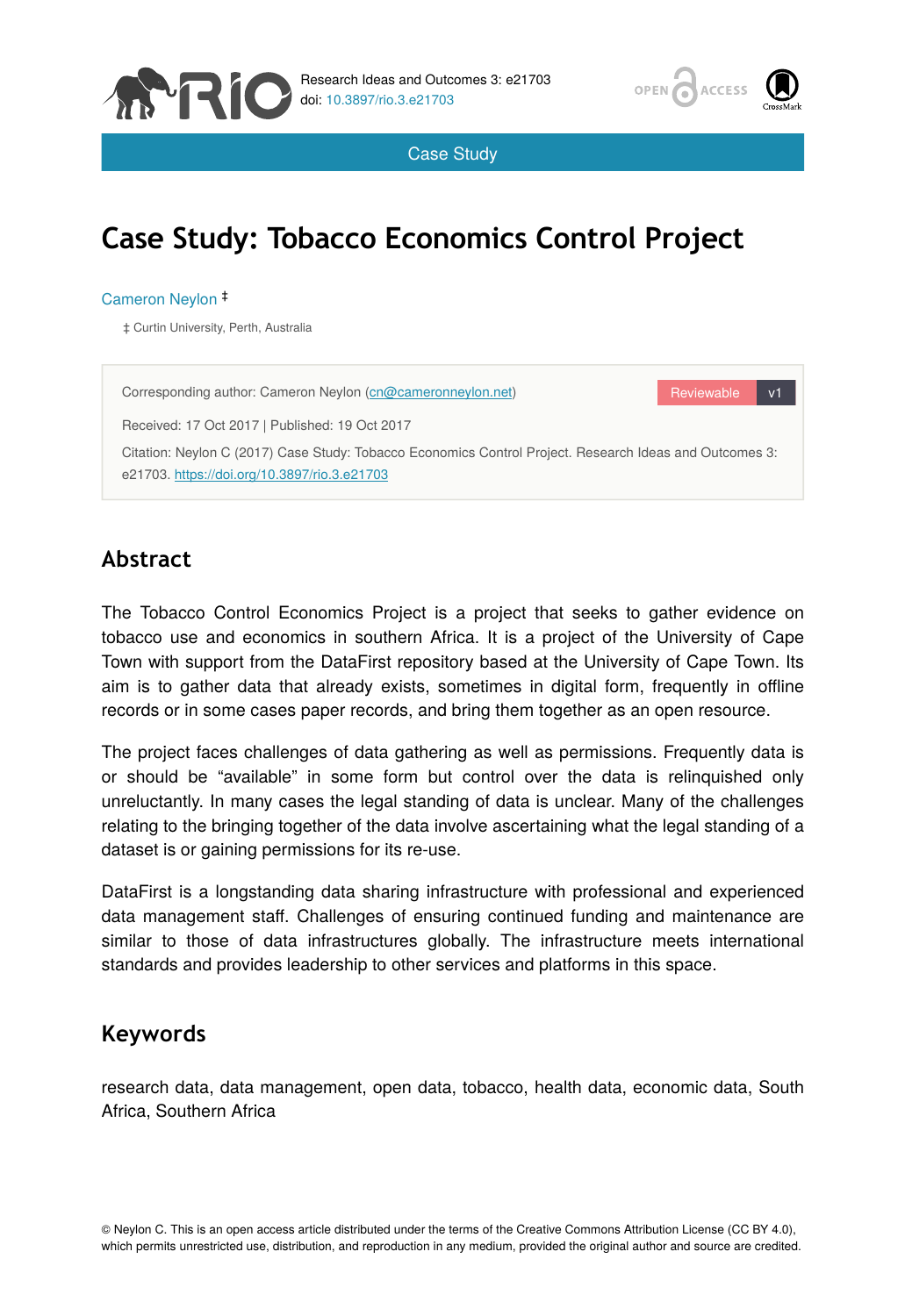Case Study

# Case Study: Tobacco Economics Control Project

Cameron Neylon ‡

‡ Curtin University, Perth, Australia

Corresponding author: Cameron Neylon (cn@cameronneylon.net)

Reviewable v1

Received: 17 Oct 2017 | Published: 19 Oct 2017

Citation: Neylon C (2017) Case Study: Tobacco Economics Control Project. Research Ideas and Outcomes 3: e21703. https://doi.org/10.3897/rio.3.e21703

## Abstract

The Tobacco Control Economics Project is a project that seeks to gather evidence on tobacco use and economics in southern Africa. It is a project of the University of Cape Town with support from the DataFirst repository based at the University of Cape Town. Its aim is to gather data that already exists, sometimes in digital form, frequently in offline records or in some cases paper records, and bring them together as an open resource.

The project faces challenges of data gathering as well as permissions. Frequently data is or should be "available" in some form but control over the data is relinquished only unreluctantly. In many cases the legal standing of data is unclear. Many of the challenges relating to the bringing together of the data involve ascertaining what the legal standing of a dataset is or gaining permissions for its re-use.

DataFirst is a longstanding data sharing infrastructure with professional and experienced data management staff. Challenges of ensuring continued funding and maintenance are similar to those of data infrastructures globally. The infrastructure meets international standards and provides leadership to other services and platforms in this space.

## Keywords

research data, data management, open data, tobacco, health data, economic data, South Africa, Southern Africa

© Neylon C. This is an open access article distributed under the terms of the Creative Commons Attribution License (CC BY 4.0), which permits unrestricted use, distribution, and reproduction in any medium, provided the original author and source are credited.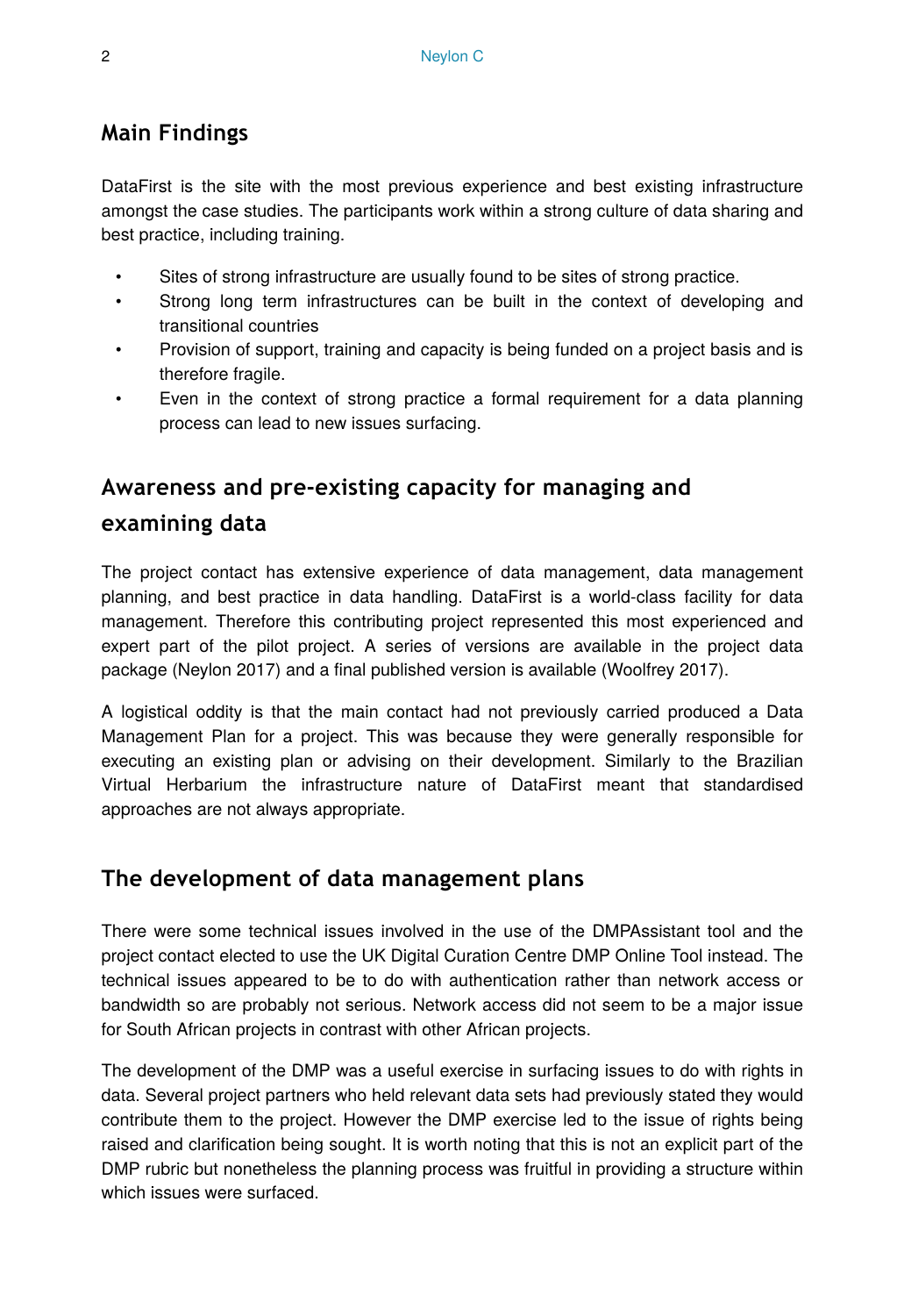## Main Findings

DataFirst is the site with the most previous experience and best existing infrastructure amongst the case studies. The participants work within a strong culture of data sharing and best practice, including training.

- Sites of strong infrastructure are usually found to be sites of strong practice.
- Strong long term infrastructures can be built in the context of developing and transitional countries
- Provision of support, training and capacity is being funded on a project basis and is therefore fragile.
- Even in the context of strong practice a formal requirement for a data planning process can lead to new issues surfacing.

## Awareness and pre-existing capacity for managing and examining data

The project contact has extensive experience of data management, data management planning, and best practice in data handling. DataFirst is a world-class facility for data management. Therefore this contributing project represented this most experienced and expert part of the pilot project. A series of versions are available in the project data package (Neylon 2017) and a final published version is available (Woolfrey 2017).

A logistical oddity is that the main contact had not previously carried produced a Data Management Plan for a project. This was because they were generally responsible for executing an existing plan or advising on their development. Similarly to the Brazilian Virtual Herbarium the infrastructure nature of DataFirst meant that standardised approaches are not always appropriate.

## The development of data management plans

There were some technical issues involved in the use of the DMPAssistant tool and the project contact elected to use the UK Digital Curation Centre DMP Online Tool instead. The technical issues appeared to be to do with authentication rather than network access or bandwidth so are probably not serious. Network access did not seem to be a major issue for South African projects in contrast with other African projects.

The development of the DMP was a useful exercise in surfacing issues to do with rights in data. Several project partners who held relevant data sets had previously stated they would contribute them to the project. However the DMP exercise led to the issue of rights being raised and clarification being sought. It is worth noting that this is not an explicit part of the DMP rubric but nonetheless the planning process was fruitful in providing a structure within which issues were surfaced.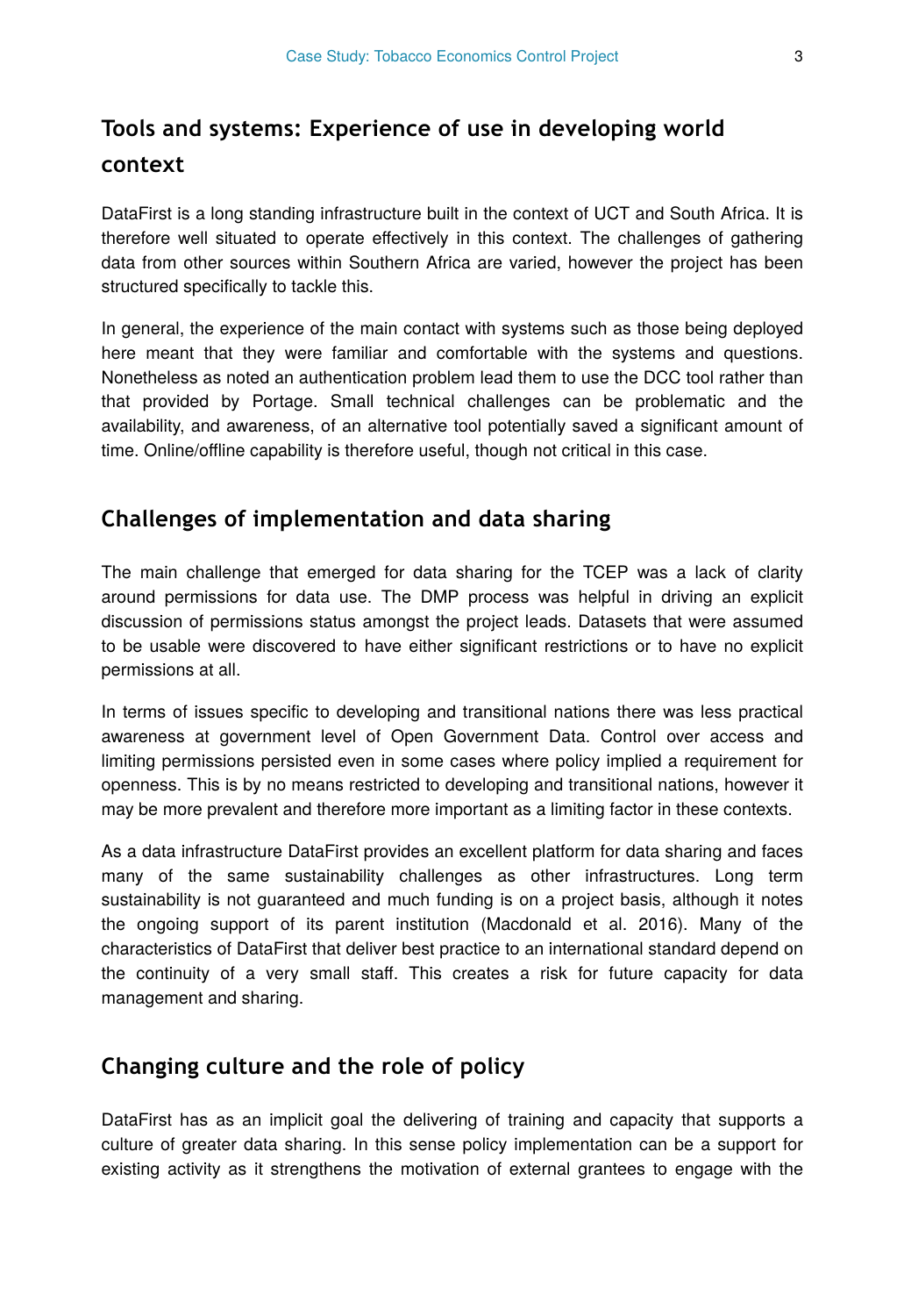## Tools and systems: Experience of use in developing world context

DataFirst is a long standing infrastructure built in the context of UCT and South Africa. It is therefore well situated to operate effectively in this context. The challenges of gathering data from other sources within Southern Africa are varied, however the project has been structured specifically to tackle this.

In general, the experience of the main contact with systems such as those being deployed here meant that they were familiar and comfortable with the systems and questions. Nonetheless as noted an authentication problem lead them to use the DCC tool rather than that provided by Portage. Small technical challenges can be problematic and the availability, and awareness, of an alternative tool potentially saved a significant amount of time. Online/offline capability is therefore useful, though not critical in this case.

## Challenges of implementation and data sharing

The main challenge that emerged for data sharing for the TCEP was a lack of clarity around permissions for data use. The DMP process was helpful in driving an explicit discussion of permissions status amongst the project leads. Datasets that were assumed to be usable were discovered to have either significant restrictions or to have no explicit permissions at all.

In terms of issues specific to developing and transitional nations there was less practical awareness at government level of Open Government Data. Control over access and limiting permissions persisted even in some cases where policy implied a requirement for openness. This is by no means restricted to developing and transitional nations, however it may be more prevalent and therefore more important as a limiting factor in these contexts.

As a data infrastructure DataFirst provides an excellent platform for data sharing and faces many of the same sustainability challenges as other infrastructures. Long term sustainability is not guaranteed and much funding is on a project basis, although it notes the ongoing support of its parent institution (Macdonald et al. 2016). Many of the characteristics of DataFirst that deliver best practice to an international standard depend on the continuity of a very small staff. This creates a risk for future capacity for data management and sharing.

## Changing culture and the role of policy

DataFirst has as an implicit goal the delivering of training and capacity that supports a culture of greater data sharing. In this sense policy implementation can be a support for existing activity as it strengthens the motivation of external grantees to engage with the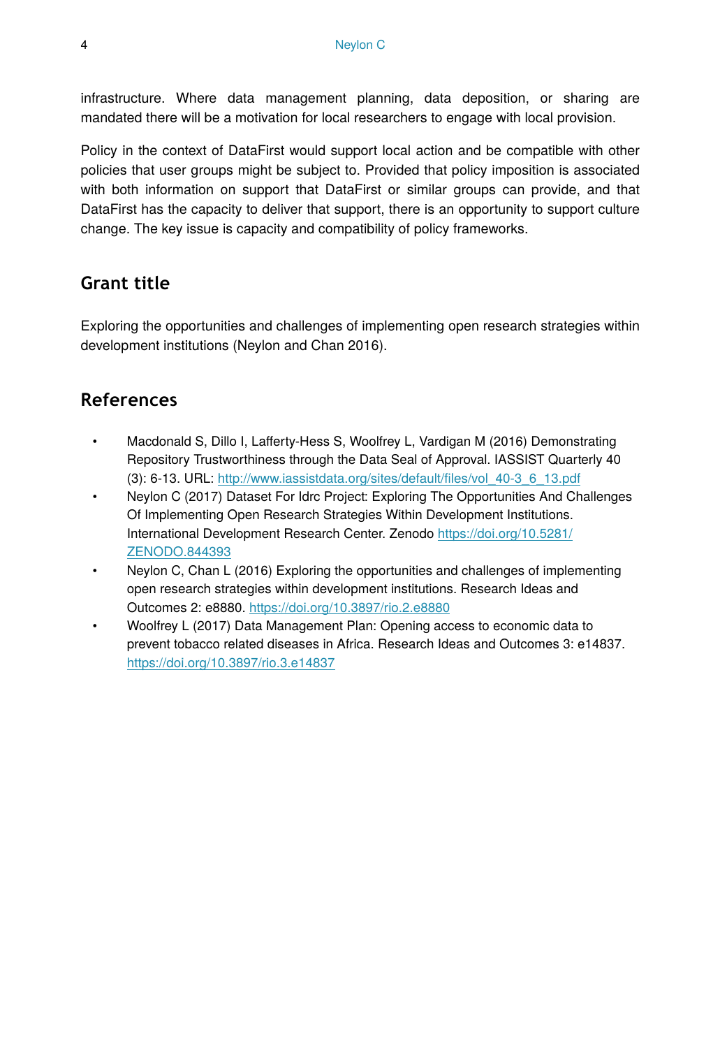infrastructure. Where data management planning, data deposition, or sharing are mandated there will be a motivation for local researchers to engage with local provision.

Policy in the context of DataFirst would support local action and be compatible with other policies that user groups might be subject to. Provided that policy imposition is associated with both information on support that DataFirst or similar groups can provide, and that DataFirst has the capacity to deliver that support, there is an opportunity to support culture change. The key issue is capacity and compatibility of policy frameworks.

## Grant title

Exploring the opportunities and challenges of implementing open research strategies within development institutions (Neylon and Chan 2016).

## References

- Macdonald S, Dillo I, Lafferty-Hess S, Woolfrey L, Vardigan M (2016) Demonstrating Repository Trustworthiness through the Data Seal of Approval. IASSIST Quarterly 40 (3): 6-13. URL: http://www.iassistdata.org/sites/default/files/vol_40-3_6_13.pdf
- Neylon C (2017) Dataset For Idrc Project: Exploring The Opportunities And Challenges Of Implementing Open Research Strategies Within Development Institutions. International Development Research Center. Zenodo https://doi.org/10.5281/ZENODO.844393
- Neylon C, Chan L (2016) Exploring the opportunities and challenges of implementing open research strategies within development institutions. Research Ideas and Outcomes 2: e8880. https://doi.org/10.3897/rio.2.e8880
- Woolfrey L (2017) Data Management Plan: Opening access to economic data to prevent tobacco related diseases in Africa. Research Ideas and Outcomes 3: e14837. https://doi.org/10.3897/rio.3.e14837